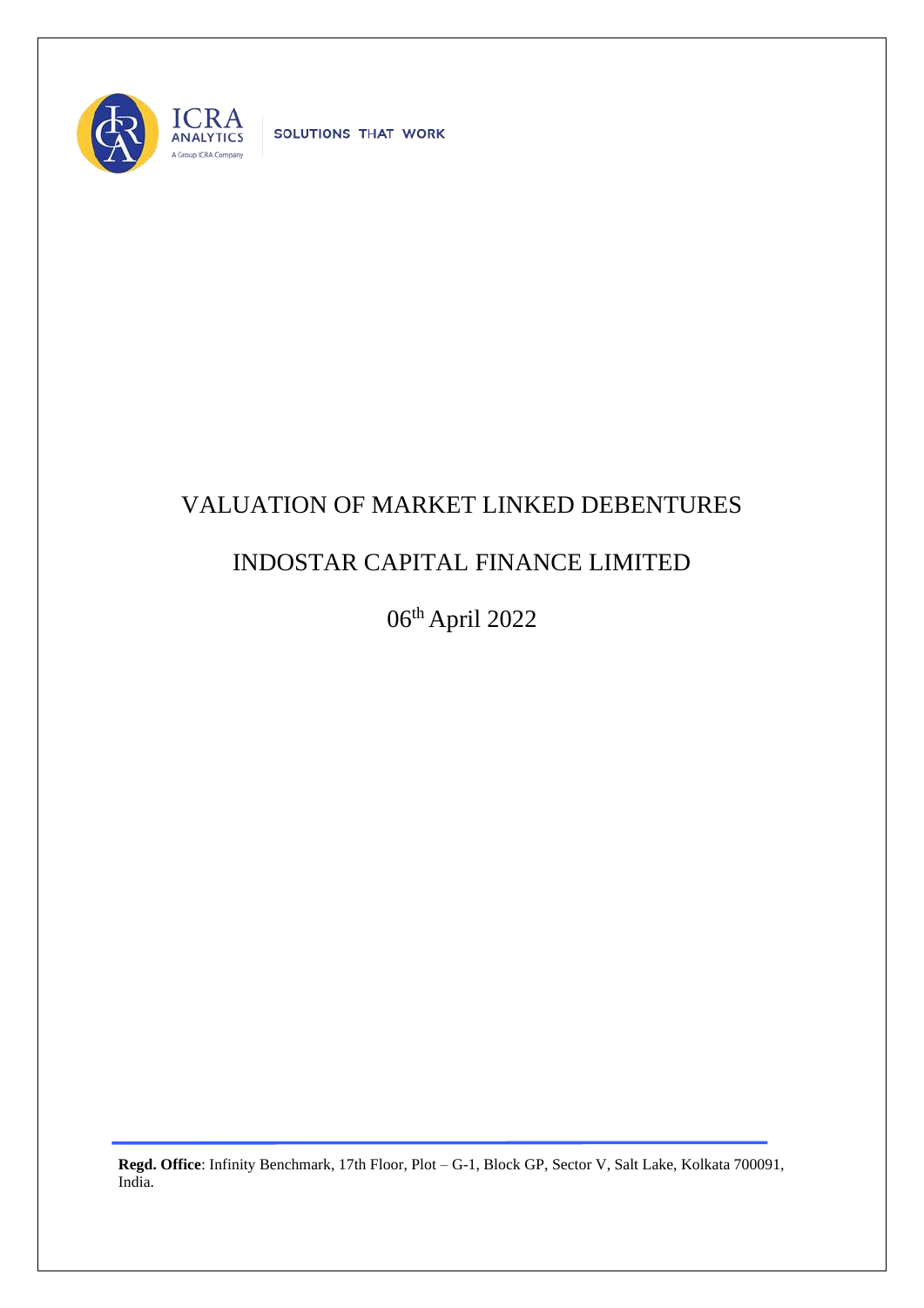SOLUTIONS THAT WORK

# VALUATION OF MARKET LINKED DEBENTURES

## INDOSTAR CAPITAL FINANCE LIMITED

06th April 2022

**Regd. Office**: Infinity Benchmark, 17th Floor, Plot – G-1, Block GP, Sector V, Salt Lake, Kolkata 700091, India.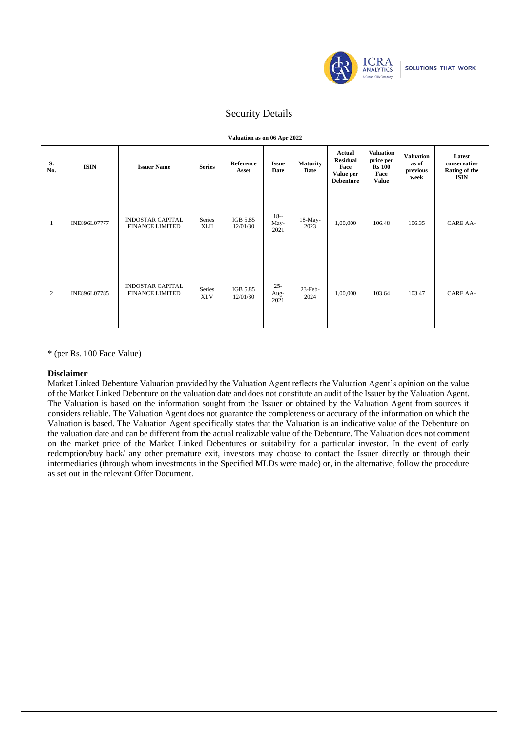# Security Details

| Valuation as on 06 Apr 2022 | | | | | | | | | | |
|---|---|---|---|---|---|---|---|---|---|---|
| **S. No.** | **ISIN** | **Issuer Name** | **Series** | **Reference Asset** | **Issue Date** | **Maturity Date** | **Actual Residual Face Value per Debenture** | **Valuation price per Rs 100 Face Value** | **Valuation as of previous week** | **Latest conservative Rating of the ISIN** |
| 1 | INE896L07777 | INDOSTAR CAPITAL FINANCE LIMITED | Series XLII | IGB 5.85 12/01/30 | 18--May-2021 | 18-May-2023 | 1,00,000 | 106.48 | 106.35 | CARE AA- |
| 2 | INE896L07785 | INDOSTAR CAPITAL FINANCE LIMITED | Series XLV | IGB 5.85 12/01/30 | 25-Aug-2021 | 23-Feb-2024 | 1,00,000 | 103.64 | 103.47 | CARE AA- |

* (per Rs. 100 Face Value)

**Disclaimer**

Market Linked Debenture Valuation provided by the Valuation Agent reflects the Valuation Agent's opinion on the value of the Market Linked Debenture on the valuation date and does not constitute an audit of the Issuer by the Valuation Agent. The Valuation is based on the information sought from the Issuer or obtained by the Valuation Agent from sources it considers reliable. The Valuation Agent does not guarantee the completeness or accuracy of the information on which the Valuation is based. The Valuation Agent specifically states that the Valuation is an indicative value of the Debenture on the valuation date and can be different from the actual realizable value of the Debenture. The Valuation does not comment on the market price of the Market Linked Debentures or suitability for a particular investor. In the event of early redemption/buy back/ any other premature exit, investors may choose to contact the Issuer directly or through their intermediaries (through whom investments in the Specified MLDs were made) or, in the alternative, follow the procedure as set out in the relevant Offer Document.